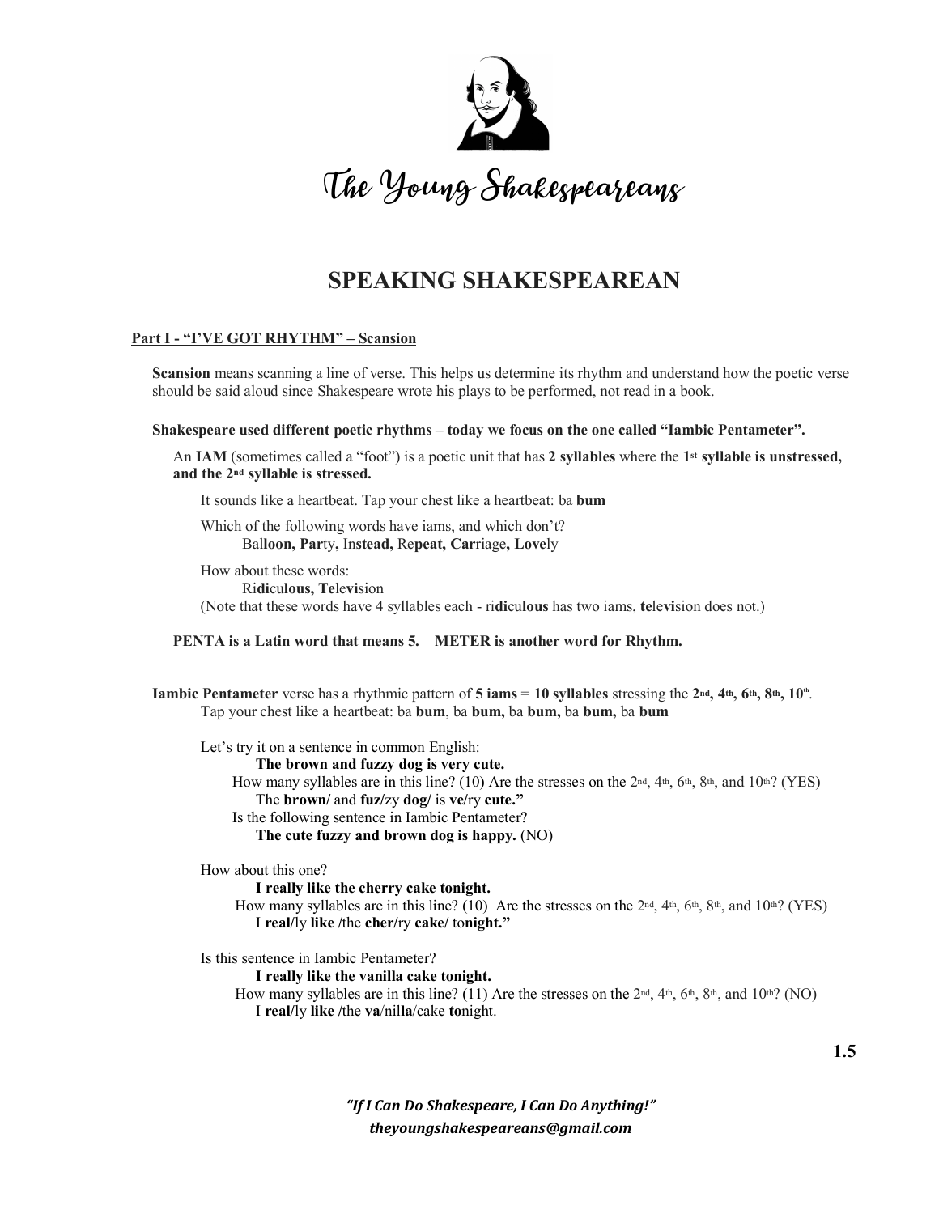# The Young Shakespeareans

## SPEAKING SHAKESPEAREAN

### Part I - "I'VE GOT RHYTHM" – Scansion

**Scansion** means scanning a line of verse. This helps us determine its rhythm and understand how the poetic verse should be said aloud since Shakespeare wrote his plays to be performed, not read in a book.

**Shakespeare used different poetic rhythms – today we focus on the one called "Iambic Pentameter".**

An **IAM** (sometimes called a "foot") is a poetic unit that has **2 syllables** where the **1st syllable is unstressed, and the 2nd syllable is stressed.**

It sounds like a heartbeat. Tap your chest like a heartbeat: ba **bum**

Which of the following words have iams, and which don't?
Bal**loon, Par**ty**,** In**stead,** Re**peat, Car**riage**, Love**ly

How about these words:
Ri**di**cu**lous, Te**le**vi**sion
(Note that these words have 4 syllables each - ri**di**cu**lous** has two iams, **te**le**vi**sion does not.)

**PENTA is a Latin word that means 5. METER is another word for Rhythm.**

**Iambic Pentameter** verse has a rhythmic pattern of **5 iams** = **10 syllables** stressing the **2nd, 4th, 6th, 8th, 10th**.
Tap your chest like a heartbeat: ba **bum**, ba **bum,** ba **bum,** ba **bum,** ba **bum**

Let's try it on a sentence in common English:
**The brown and fuzzy dog is very cute.**
How many syllables are in this line? (10) Are the stresses on the 2nd, 4th, 6th, 8th, and 10th? (YES)
The **brown/** and **fuz**/zy **dog/** is **ve**/ry **cute."**
Is the following sentence in Iambic Pentameter?
**The cute fuzzy and brown dog is happy.** (NO)

How about this one?
**I really like the cherry cake tonight.**
How many syllables are in this line? (10) Are the stresses on the 2nd, 4th, 6th, 8th, and 10th? (YES)
I **real**/ly **like** /the **cher**/ry **cake/** to**night."**

Is this sentence in Iambic Pentameter?
**I really like the vanilla cake tonight.**
How many syllables are in this line? (11) Are the stresses on the 2nd, 4th, 6th, 8th, and 10th? (NO)
I **real**/ly **like** /the **va**/nil**la**/cake **to**night.

***"If I Can Do Shakespeare, I Can Do Anything!"***
***theyoungshakespeareans@gmail.com***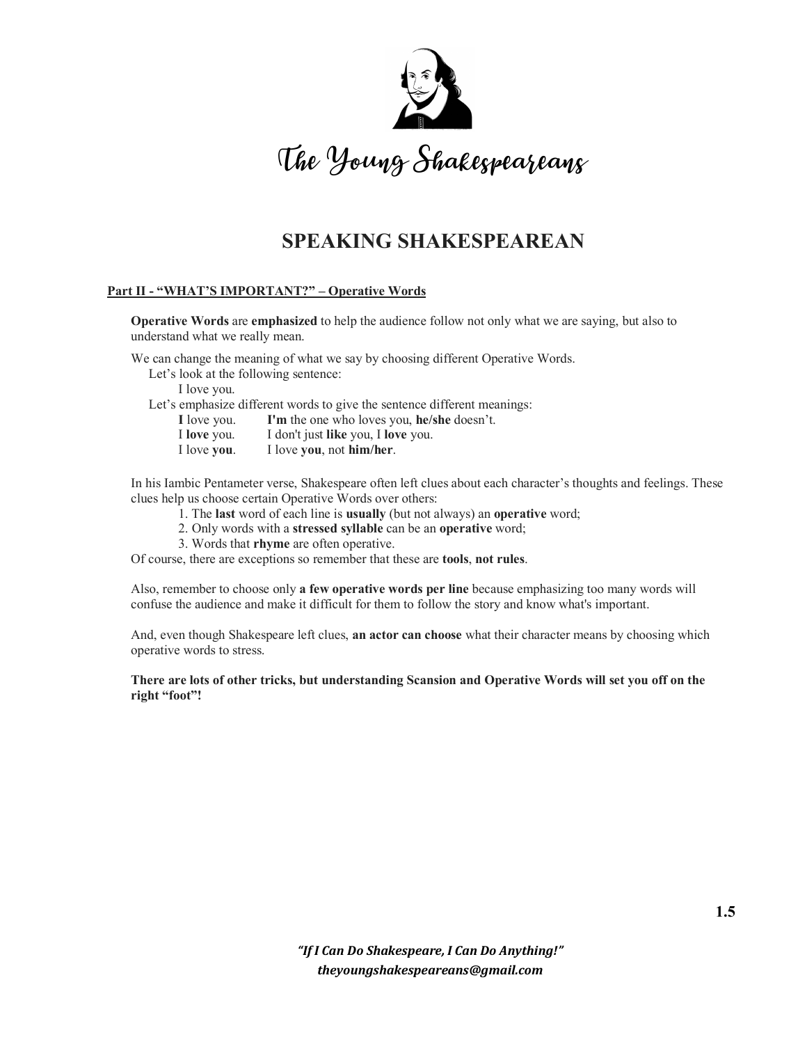# The Young Shakespeareans

## SPEAKING SHAKESPEAREAN

### Part II - "WHAT'S IMPORTANT?" – Operative Words

**Operative Words** are **emphasized** to help the audience follow not only what we are saying, but also to understand what we really mean.

We can change the meaning of what we say by choosing different Operative Words.

Let's look at the following sentence:

I love you.

Let's emphasize different words to give the sentence different meanings:

| | |
|---|---|
| **I** love you. | **I'm** the one who loves you, **he/she** doesn't. |
| I **love** you. | I don't just **like** you, I **love** you. |
| I love **you**. | I love **you**, not **him/her**. |

In his Iambic Pentameter verse, Shakespeare often left clues about each character's thoughts and feelings. These clues help us choose certain Operative Words over others:

1. The **last** word of each line is **usually** (but not always) an **operative** word;
2. Only words with a **stressed syllable** can be an **operative** word;
3. Words that **rhyme** are often operative.

Of course, there are exceptions so remember that these are **tools**, **not rules**.

Also, remember to choose only **a few operative words per line** because emphasizing too many words will confuse the audience and make it difficult for them to follow the story and know what's important.

And, even though Shakespeare left clues, **an actor can choose** what their character means by choosing which operative words to stress.

**There are lots of other tricks, but understanding Scansion and Operative Words will set you off on the right "foot"!**

***"If I Can Do Shakespeare, I Can Do Anything!"***
***theyoungshakespeareans@gmail.com***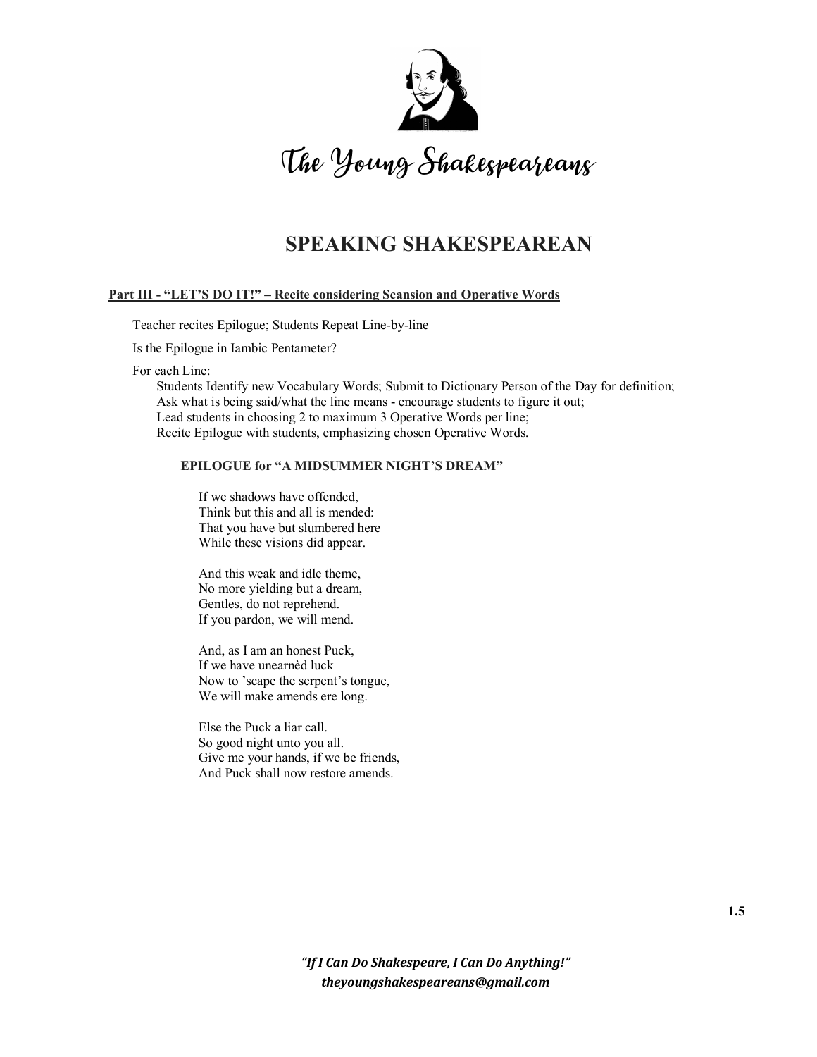# The Young Shakespeareans

## SPEAKING SHAKESPEAREAN

**Part III - "LET'S DO IT!" – Recite considering Scansion and Operative Words**

Teacher recites Epilogue; Students Repeat Line-by-line

Is the Epilogue in Iambic Pentameter?

For each Line:

- Students Identify new Vocabulary Words; Submit to Dictionary Person of the Day for definition;
- Ask what is being said/what the line means - encourage students to figure it out;
- Lead students in choosing 2 to maximum 3 Operative Words per line;
- Recite Epilogue with students, emphasizing chosen Operative Words.

### EPILOGUE for "A MIDSUMMER NIGHT'S DREAM"

If we shadows have offended,
Think but this and all is mended:
That you have but slumbered here
While these visions did appear.

And this weak and idle theme,
No more yielding but a dream,
Gentles, do not reprehend.
If you pardon, we will mend.

And, as I am an honest Puck,
If we have unearnèd luck
Now to 'scape the serpent's tongue,
We will make amends ere long.

Else the Puck a liar call.
So good night unto you all.
Give me your hands, if we be friends,
And Puck shall now restore amends.

***"If I Can Do Shakespeare, I Can Do Anything!"***
***theyoungshakespeareans@gmail.com***